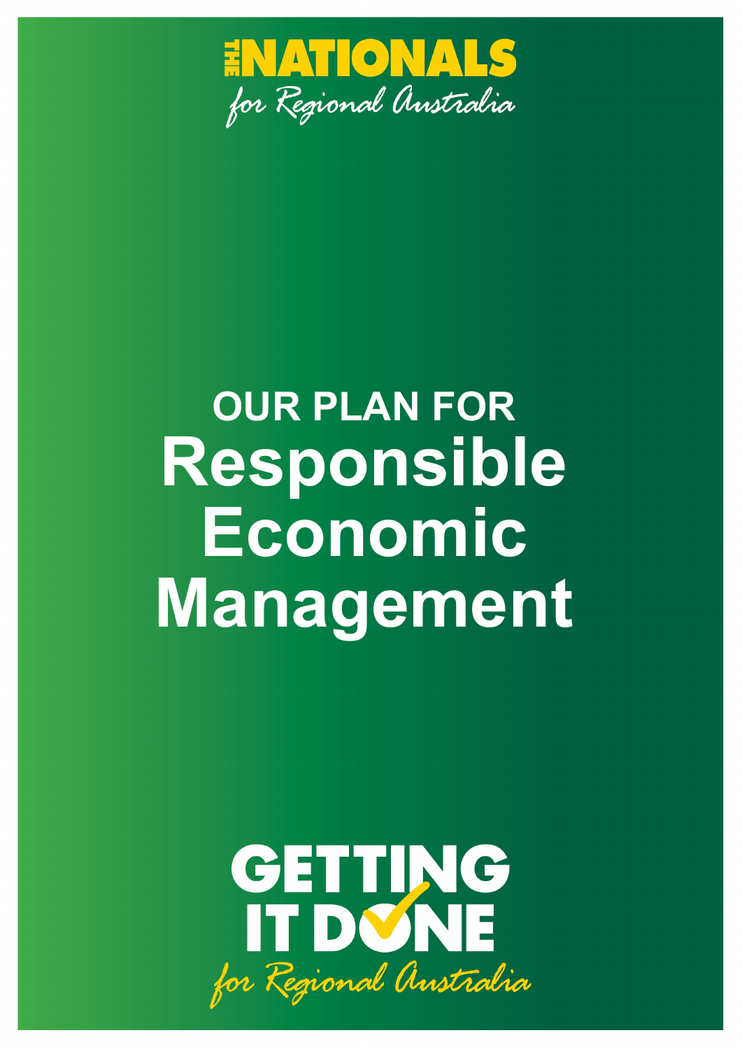THE NATIONALS

*for Regional Australia*

# OUR PLAN FOR Responsible Economic Management

GETTING IT DONE

*for Regional Australia*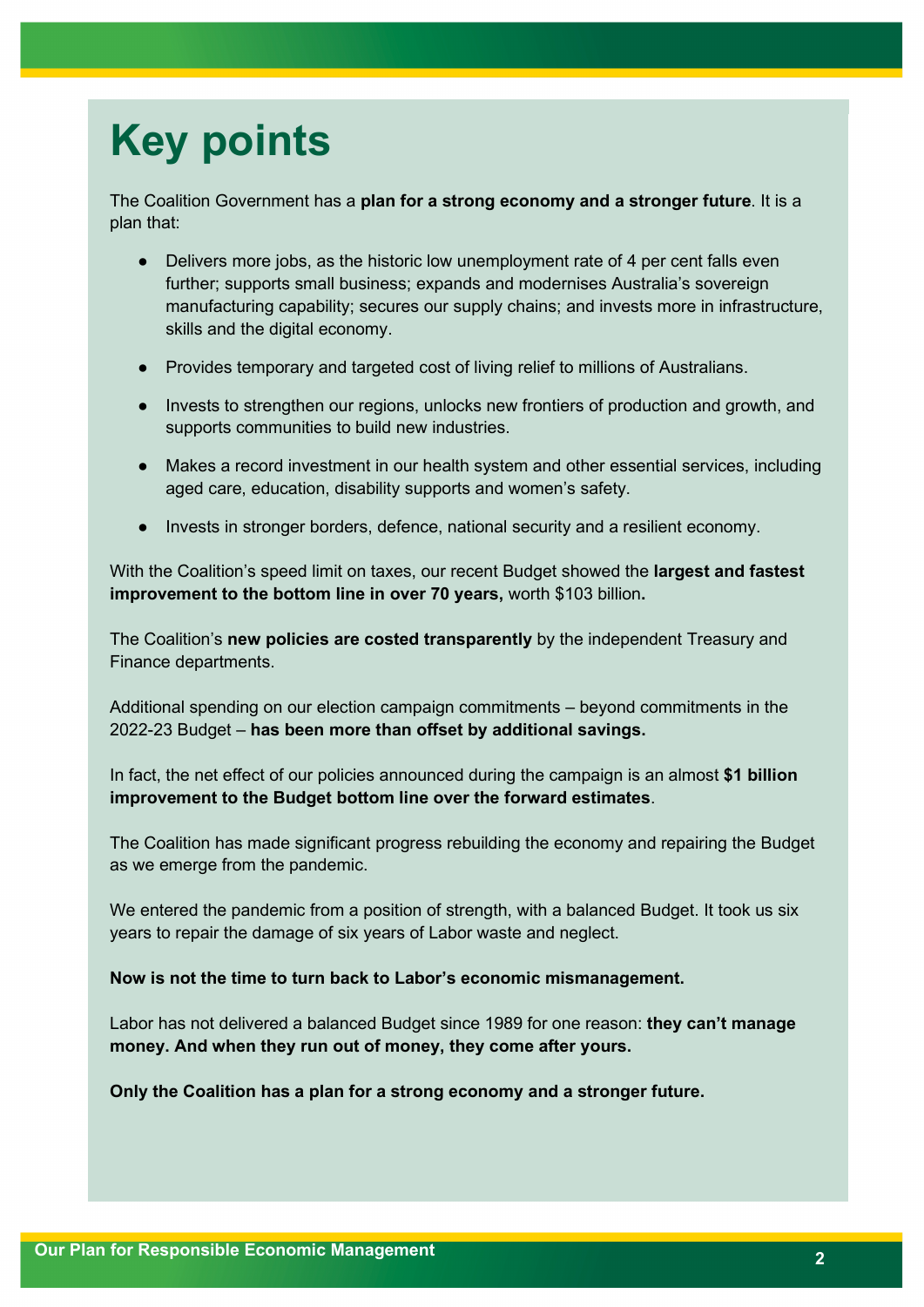# Key points

The Coalition Government has a **plan for a strong economy and a stronger future**. It is a plan that:

- Delivers more jobs, as the historic low unemployment rate of 4 per cent falls even further; supports small business; expands and modernises Australia's sovereign manufacturing capability; secures our supply chains; and invests more in infrastructure, skills and the digital economy.
- Provides temporary and targeted cost of living relief to millions of Australians.
- Invests to strengthen our regions, unlocks new frontiers of production and growth, and supports communities to build new industries.
- Makes a record investment in our health system and other essential services, including aged care, education, disability supports and women's safety.
- Invests in stronger borders, defence, national security and a resilient economy.

With the Coalition's speed limit on taxes, our recent Budget showed the **largest and fastest improvement to the bottom line in over 70 years,** worth $103 billion**.**

The Coalition's **new policies are costed transparently** by the independent Treasury and Finance departments.

Additional spending on our election campaign commitments – beyond commitments in the 2022-23 Budget – **has been more than offset by additional savings.**

In fact, the net effect of our policies announced during the campaign is an almost **$1 billion improvement to the Budget bottom line over the forward estimates**.

The Coalition has made significant progress rebuilding the economy and repairing the Budget as we emerge from the pandemic.

We entered the pandemic from a position of strength, with a balanced Budget. It took us six years to repair the damage of six years of Labor waste and neglect.

**Now is not the time to turn back to Labor's economic mismanagement.**

Labor has not delivered a balanced Budget since 1989 for one reason: **they can't manage money. And when they run out of money, they come after yours.**

**Only the Coalition has a plan for a strong economy and a stronger future.**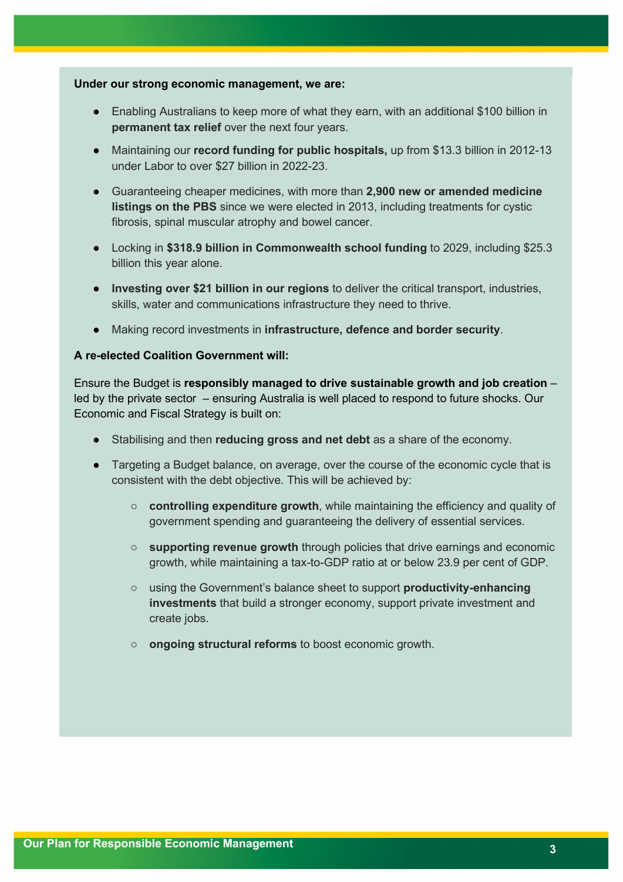**Under our strong economic management, we are:**

- Enabling Australians to keep more of what they earn, with an additional $100 billion in **permanent tax relief** over the next four years.
- Maintaining our **record funding for public hospitals,** up from $13.3 billion in 2012-13 under Labor to over $27 billion in 2022-23.
- Guaranteeing cheaper medicines, with more than **2,900 new or amended medicine listings on the PBS** since we were elected in 2013, including treatments for cystic fibrosis, spinal muscular atrophy and bowel cancer.
- Locking in **$318.9 billion in Commonwealth school funding** to 2029, including $25.3 billion this year alone.
- **Investing over $21 billion in our regions** to deliver the critical transport, industries, skills, water and communications infrastructure they need to thrive.
- Making record investments in **infrastructure, defence and border security**.

**A re-elected Coalition Government will:**

Ensure the Budget is **responsibly managed to drive sustainable growth and job creation** – led by the private sector – ensuring Australia is well placed to respond to future shocks. Our Economic and Fiscal Strategy is built on:

- Stabilising and then **reducing gross and net debt** as a share of the economy.
- Targeting a Budget balance, on average, over the course of the economic cycle that is consistent with the debt objective. This will be achieved by:
  - **controlling expenditure growth**, while maintaining the efficiency and quality of government spending and guaranteeing the delivery of essential services.
  - **supporting revenue growth** through policies that drive earnings and economic growth, while maintaining a tax-to-GDP ratio at or below 23.9 per cent of GDP.
  - using the Government's balance sheet to support **productivity-enhancing investments** that build a stronger economy, support private investment and create jobs.
  - **ongoing structural reforms** to boost economic growth.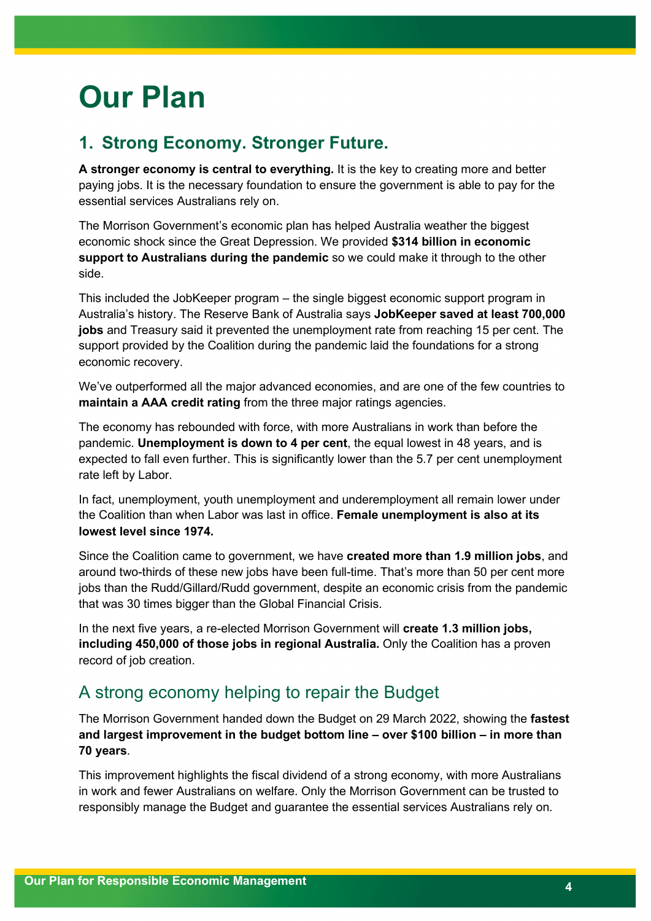# Our Plan

## 1. Strong Economy. Stronger Future.

**A stronger economy is central to everything.** It is the key to creating more and better paying jobs. It is the necessary foundation to ensure the government is able to pay for the essential services Australians rely on.

The Morrison Government's economic plan has helped Australia weather the biggest economic shock since the Great Depression. We provided **$314 billion in economic support to Australians during the pandemic** so we could make it through to the other side.

This included the JobKeeper program – the single biggest economic support program in Australia's history. The Reserve Bank of Australia says **JobKeeper saved at least 700,000 jobs** and Treasury said it prevented the unemployment rate from reaching 15 per cent. The support provided by the Coalition during the pandemic laid the foundations for a strong economic recovery.

We've outperformed all the major advanced economies, and are one of the few countries to **maintain a AAA credit rating** from the three major ratings agencies.

The economy has rebounded with force, with more Australians in work than before the pandemic. **Unemployment is down to 4 per cent**, the equal lowest in 48 years, and is expected to fall even further. This is significantly lower than the 5.7 per cent unemployment rate left by Labor.

In fact, unemployment, youth unemployment and underemployment all remain lower under the Coalition than when Labor was last in office. **Female unemployment is also at its lowest level since 1974.**

Since the Coalition came to government, we have **created more than 1.9 million jobs**, and around two-thirds of these new jobs have been full-time. That's more than 50 per cent more jobs than the Rudd/Gillard/Rudd government, despite an economic crisis from the pandemic that was 30 times bigger than the Global Financial Crisis.

In the next five years, a re-elected Morrison Government will **create 1.3 million jobs, including 450,000 of those jobs in regional Australia.** Only the Coalition has a proven record of job creation.

### A strong economy helping to repair the Budget

The Morrison Government handed down the Budget on 29 March 2022, showing the **fastest and largest improvement in the budget bottom line – over $100 billion – in more than 70 years**.

This improvement highlights the fiscal dividend of a strong economy, with more Australians in work and fewer Australians on welfare. Only the Morrison Government can be trusted to responsibly manage the Budget and guarantee the essential services Australians rely on.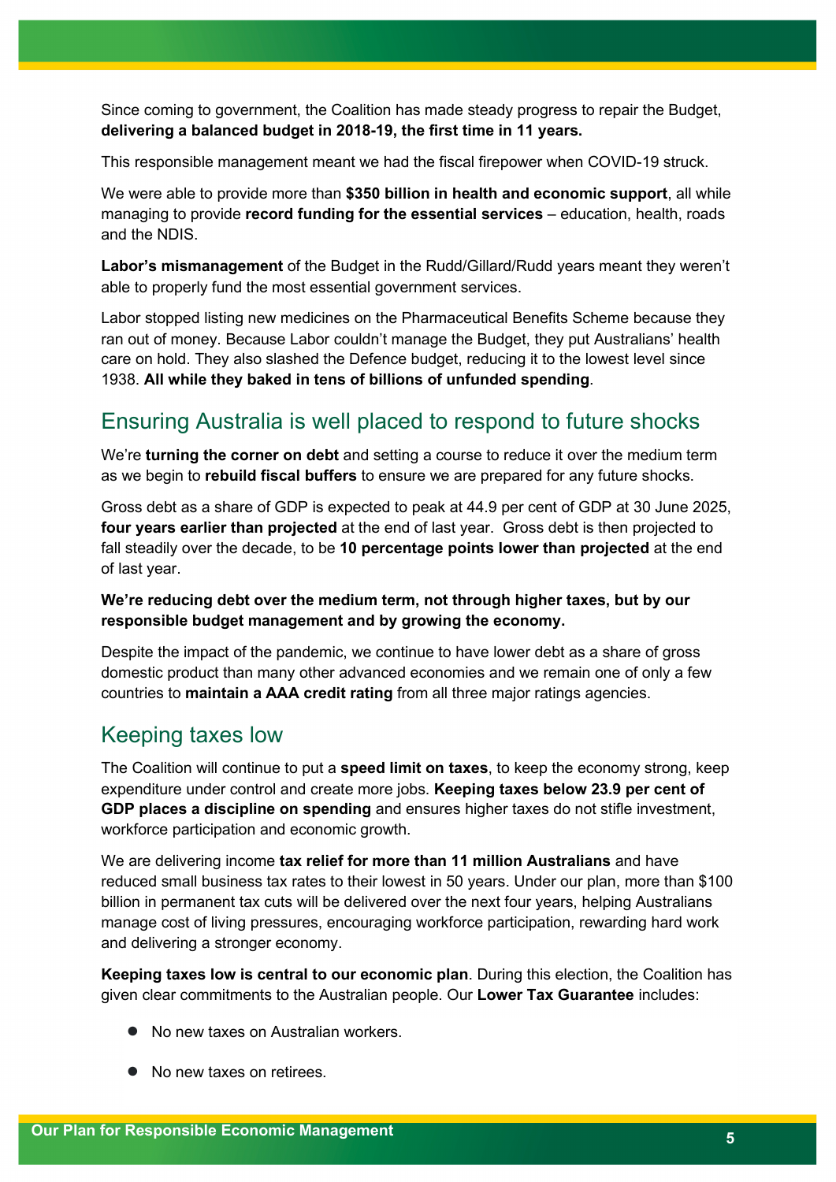Since coming to government, the Coalition has made steady progress to repair the Budget, **delivering a balanced budget in 2018-19, the first time in 11 years.**

This responsible management meant we had the fiscal firepower when COVID-19 struck.

We were able to provide more than **$350 billion in health and economic support**, all while managing to provide **record funding for the essential services** – education, health, roads and the NDIS.

**Labor's mismanagement** of the Budget in the Rudd/Gillard/Rudd years meant they weren't able to properly fund the most essential government services.

Labor stopped listing new medicines on the Pharmaceutical Benefits Scheme because they ran out of money. Because Labor couldn't manage the Budget, they put Australians' health care on hold. They also slashed the Defence budget, reducing it to the lowest level since 1938. **All while they baked in tens of billions of unfunded spending**.

## Ensuring Australia is well placed to respond to future shocks

We're **turning the corner on debt** and setting a course to reduce it over the medium term as we begin to **rebuild fiscal buffers** to ensure we are prepared for any future shocks.

Gross debt as a share of GDP is expected to peak at 44.9 per cent of GDP at 30 June 2025, **four years earlier than projected** at the end of last year. Gross debt is then projected to fall steadily over the decade, to be **10 percentage points lower than projected** at the end of last year.

**We're reducing debt over the medium term, not through higher taxes, but by our responsible budget management and by growing the economy.**

Despite the impact of the pandemic, we continue to have lower debt as a share of gross domestic product than many other advanced economies and we remain one of only a few countries to **maintain a AAA credit rating** from all three major ratings agencies.

## Keeping taxes low

The Coalition will continue to put a **speed limit on taxes**, to keep the economy strong, keep expenditure under control and create more jobs. **Keeping taxes below 23.9 per cent of GDP places a discipline on spending** and ensures higher taxes do not stifle investment, workforce participation and economic growth.

We are delivering income **tax relief for more than 11 million Australians** and have reduced small business tax rates to their lowest in 50 years. Under our plan, more than $100 billion in permanent tax cuts will be delivered over the next four years, helping Australians manage cost of living pressures, encouraging workforce participation, rewarding hard work and delivering a stronger economy.

**Keeping taxes low is central to our economic plan**. During this election, the Coalition has given clear commitments to the Australian people. Our **Lower Tax Guarantee** includes:

- No new taxes on Australian workers.
- No new taxes on retirees.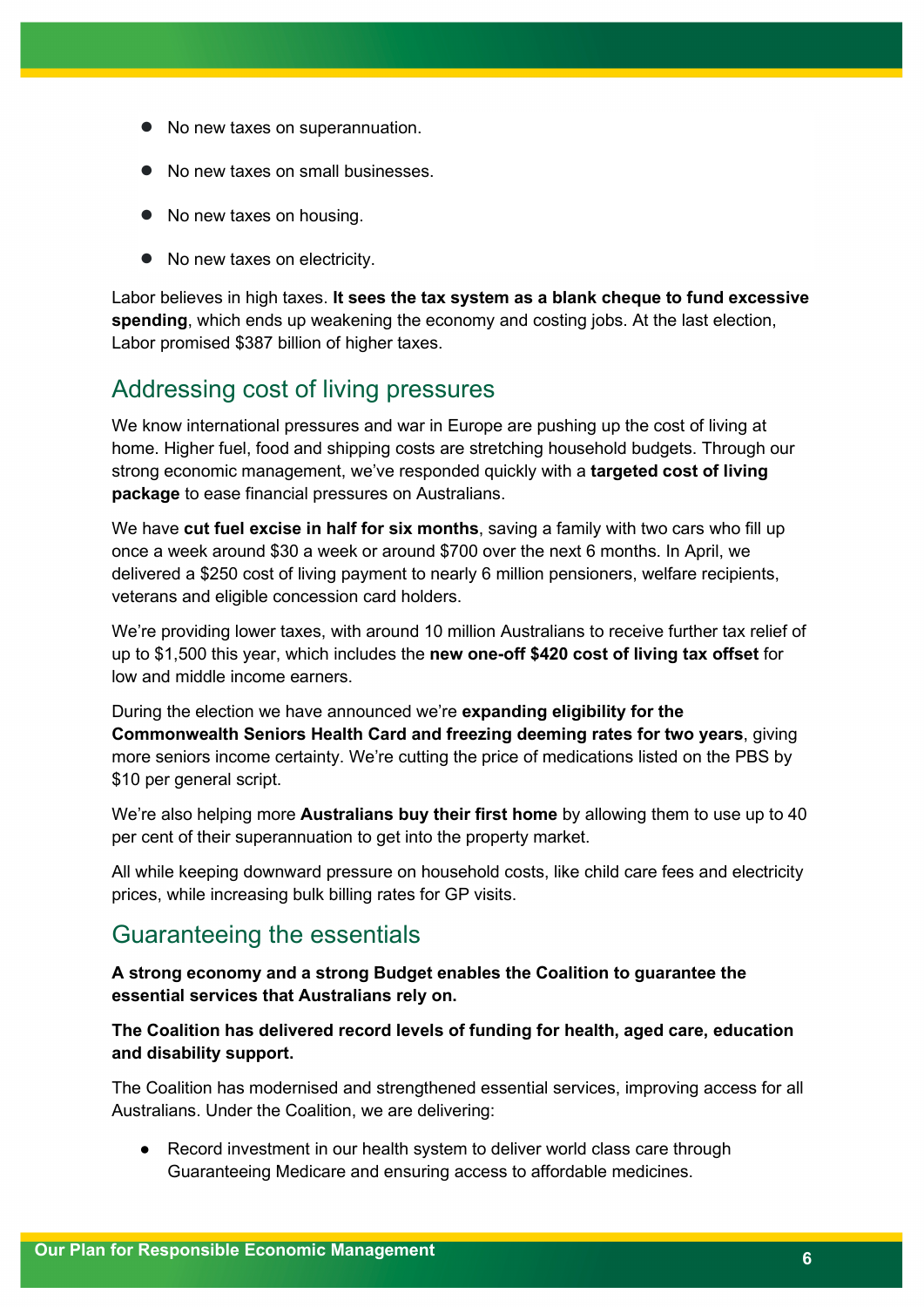- No new taxes on superannuation.
- No new taxes on small businesses.
- No new taxes on housing.
- No new taxes on electricity.

Labor believes in high taxes. **It sees the tax system as a blank cheque to fund excessive spending**, which ends up weakening the economy and costing jobs. At the last election, Labor promised $387 billion of higher taxes.

## Addressing cost of living pressures

We know international pressures and war in Europe are pushing up the cost of living at home. Higher fuel, food and shipping costs are stretching household budgets. Through our strong economic management, we've responded quickly with a **targeted cost of living package** to ease financial pressures on Australians.

We have **cut fuel excise in half for six months**, saving a family with two cars who fill up once a week around $30 a week or around $700 over the next 6 months. In April, we delivered a $250 cost of living payment to nearly 6 million pensioners, welfare recipients, veterans and eligible concession card holders.

We're providing lower taxes, with around 10 million Australians to receive further tax relief of up to $1,500 this year, which includes the **new one-off $420 cost of living tax offset** for low and middle income earners.

During the election we have announced we're **expanding eligibility for the Commonwealth Seniors Health Card and freezing deeming rates for two years**, giving more seniors income certainty. We're cutting the price of medications listed on the PBS by $10 per general script.

We're also helping more **Australians buy their first home** by allowing them to use up to 40 per cent of their superannuation to get into the property market.

All while keeping downward pressure on household costs, like child care fees and electricity prices, while increasing bulk billing rates for GP visits.

## Guaranteeing the essentials

**A strong economy and a strong Budget enables the Coalition to guarantee the essential services that Australians rely on.**

**The Coalition has delivered record levels of funding for health, aged care, education and disability support.**

The Coalition has modernised and strengthened essential services, improving access for all Australians. Under the Coalition, we are delivering:

- Record investment in our health system to deliver world class care through Guaranteeing Medicare and ensuring access to affordable medicines.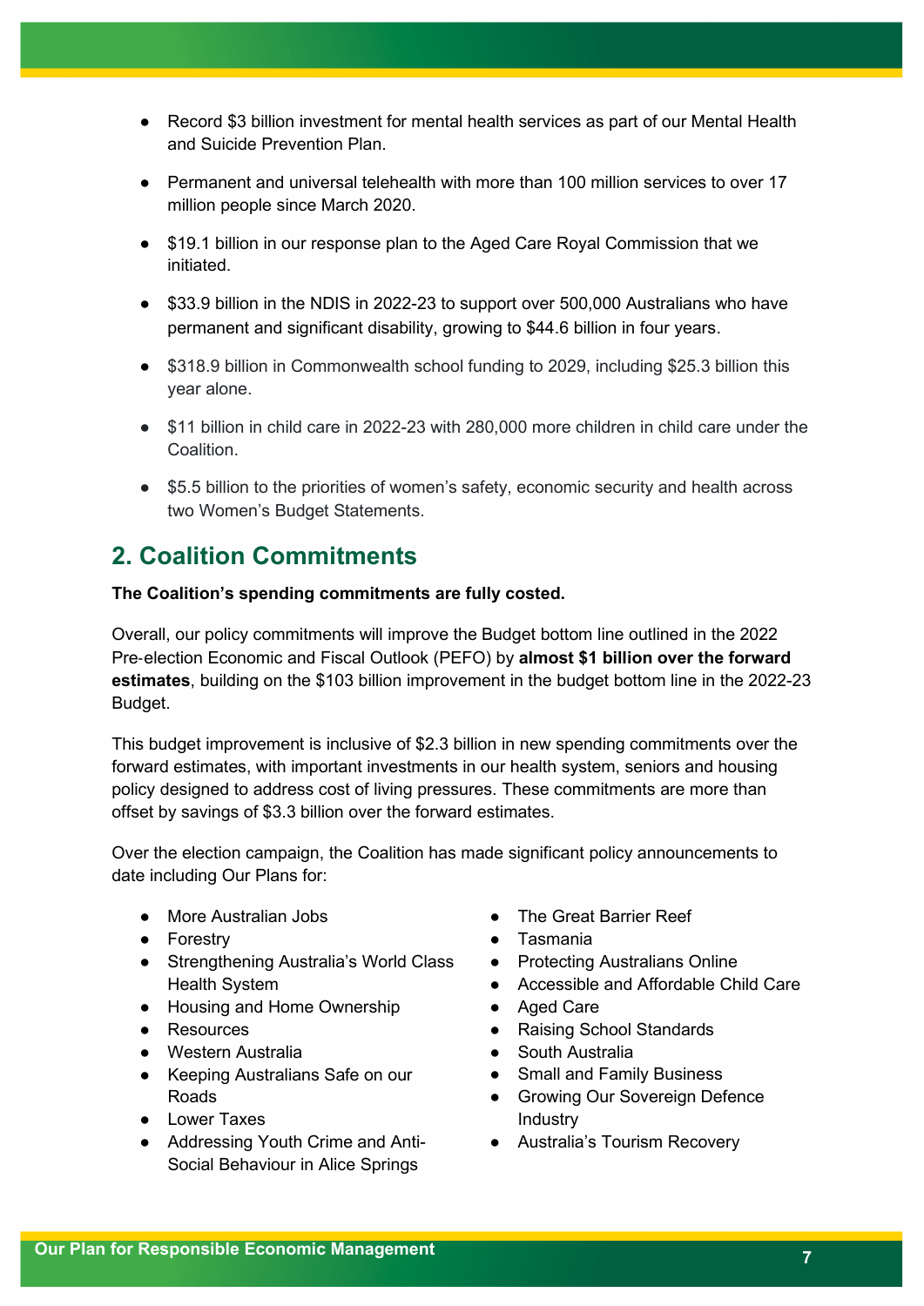- Record $3 billion investment for mental health services as part of our Mental Health and Suicide Prevention Plan.
- Permanent and universal telehealth with more than 100 million services to over 17 million people since March 2020.
- $19.1 billion in our response plan to the Aged Care Royal Commission that we initiated.
- $33.9 billion in the NDIS in 2022-23 to support over 500,000 Australians who have permanent and significant disability, growing to $44.6 billion in four years.
- $318.9 billion in Commonwealth school funding to 2029, including $25.3 billion this year alone.
- $11 billion in child care in 2022-23 with 280,000 more children in child care under the Coalition.
- $5.5 billion to the priorities of women's safety, economic security and health across two Women's Budget Statements.

## 2. Coalition Commitments

**The Coalition's spending commitments are fully costed.**

Overall, our policy commitments will improve the Budget bottom line outlined in the 2022 Pre-election Economic and Fiscal Outlook (PEFO) by **almost $1 billion over the forward estimates**, building on the $103 billion improvement in the budget bottom line in the 2022-23 Budget.

This budget improvement is inclusive of $2.3 billion in new spending commitments over the forward estimates, with important investments in our health system, seniors and housing policy designed to address cost of living pressures. These commitments are more than offset by savings of $3.3 billion over the forward estimates.

Over the election campaign, the Coalition has made significant policy announcements to date including Our Plans for:

- More Australian Jobs
- Forestry
- Strengthening Australia's World Class Health System
- Housing and Home Ownership
- Resources
- Western Australia
- Keeping Australians Safe on our Roads
- Lower Taxes
- Addressing Youth Crime and Anti-Social Behaviour in Alice Springs
- The Great Barrier Reef
- Tasmania
- Protecting Australians Online
- Accessible and Affordable Child Care
- Aged Care
- Raising School Standards
- South Australia
- Small and Family Business
- Growing Our Sovereign Defence Industry
- Australia's Tourism Recovery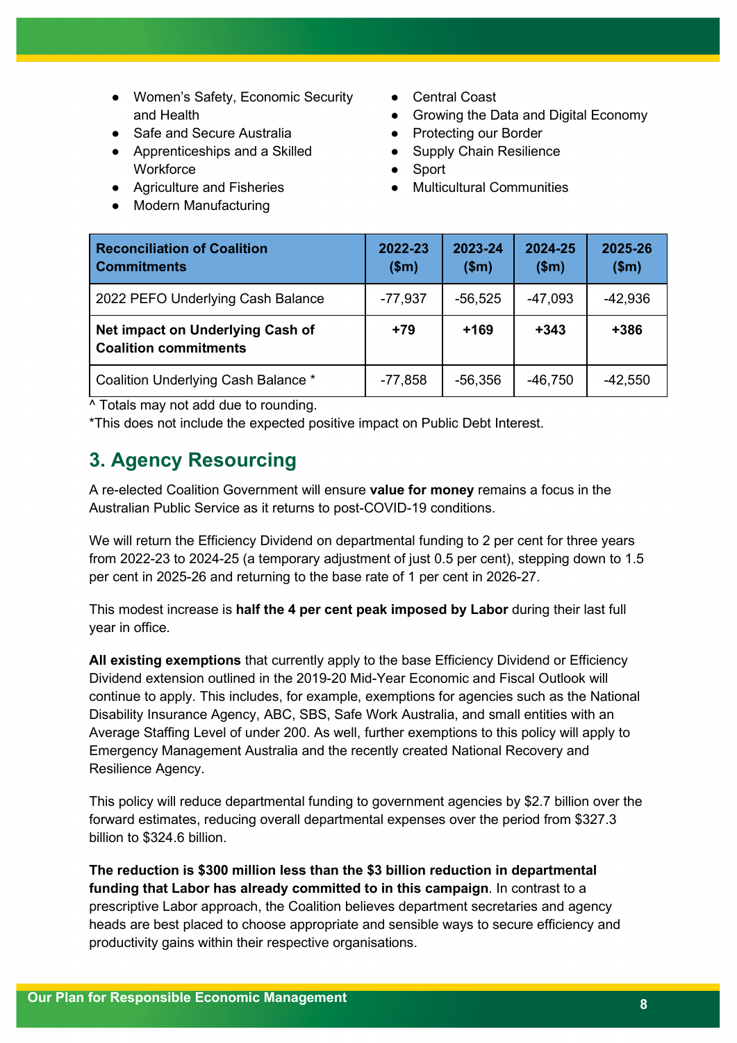- Women's Safety, Economic Security and Health
- Safe and Secure Australia
- Apprenticeships and a Skilled Workforce
- Agriculture and Fisheries
- Modern Manufacturing
- Central Coast
- Growing the Data and Digital Economy
- Protecting our Border
- Supply Chain Resilience
- Sport
- Multicultural Communities

| Reconciliation of Coalition Commitments | 2022-23 ($m) | 2023-24 ($m) | 2024-25 ($m) | 2025-26 ($m) |
| --- | --- | --- | --- | --- |
| 2022 PEFO Underlying Cash Balance | -77,937 | -56,525 | -47,093 | -42,936 |
| **Net impact on Underlying Cash of Coalition commitments** | **+79** | **+169** | **+343** | **+386** |
| Coalition Underlying Cash Balance * | -77,858 | -56,356 | -46,750 | -42,550 |

^ Totals may not add due to rounding.
*This does not include the expected positive impact on Public Debt Interest.

## 3. Agency Resourcing

A re-elected Coalition Government will ensure **value for money** remains a focus in the Australian Public Service as it returns to post-COVID-19 conditions.

We will return the Efficiency Dividend on departmental funding to 2 per cent for three years from 2022-23 to 2024-25 (a temporary adjustment of just 0.5 per cent), stepping down to 1.5 per cent in 2025-26 and returning to the base rate of 1 per cent in 2026-27.

This modest increase is **half the 4 per cent peak imposed by Labor** during their last full year in office.

**All existing exemptions** that currently apply to the base Efficiency Dividend or Efficiency Dividend extension outlined in the 2019-20 Mid-Year Economic and Fiscal Outlook will continue to apply. This includes, for example, exemptions for agencies such as the National Disability Insurance Agency, ABC, SBS, Safe Work Australia, and small entities with an Average Staffing Level of under 200. As well, further exemptions to this policy will apply to Emergency Management Australia and the recently created National Recovery and Resilience Agency.

This policy will reduce departmental funding to government agencies by $2.7 billion over the forward estimates, reducing overall departmental expenses over the period from $327.3 billion to $324.6 billion.

**The reduction is $300 million less than the $3 billion reduction in departmental funding that Labor has already committed to in this campaign**. In contrast to a prescriptive Labor approach, the Coalition believes department secretaries and agency heads are best placed to choose appropriate and sensible ways to secure efficiency and productivity gains within their respective organisations.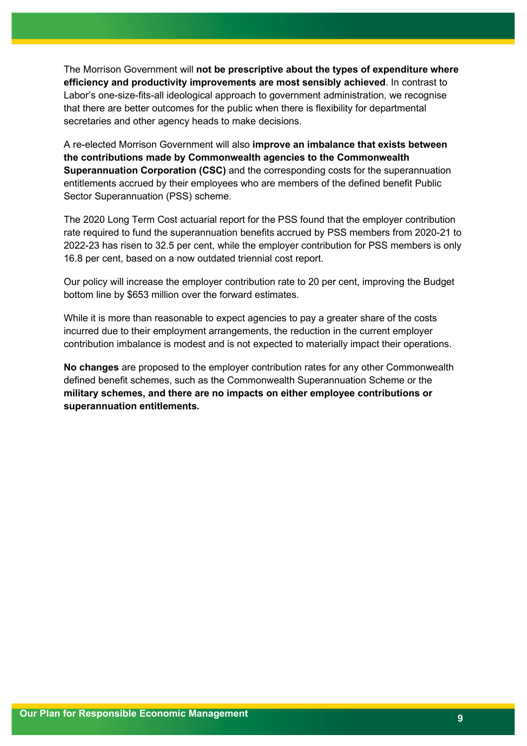The Morrison Government will **not be prescriptive about the types of expenditure where efficiency and productivity improvements are most sensibly achieved**. In contrast to Labor's one-size-fits-all ideological approach to government administration, we recognise that there are better outcomes for the public when there is flexibility for departmental secretaries and other agency heads to make decisions.

A re-elected Morrison Government will also **improve an imbalance that exists between the contributions made by Commonwealth agencies to the Commonwealth Superannuation Corporation (CSC)** and the corresponding costs for the superannuation entitlements accrued by their employees who are members of the defined benefit Public Sector Superannuation (PSS) scheme.

The 2020 Long Term Cost actuarial report for the PSS found that the employer contribution rate required to fund the superannuation benefits accrued by PSS members from 2020-21 to 2022-23 has risen to 32.5 per cent, while the employer contribution for PSS members is only 16.8 per cent, based on a now outdated triennial cost report.

Our policy will increase the employer contribution rate to 20 per cent, improving the Budget bottom line by $653 million over the forward estimates.

While it is more than reasonable to expect agencies to pay a greater share of the costs incurred due to their employment arrangements, the reduction in the current employer contribution imbalance is modest and is not expected to materially impact their operations.

**No changes** are proposed to the employer contribution rates for any other Commonwealth defined benefit schemes, such as the Commonwealth Superannuation Scheme or the **military schemes, and there are no impacts on either employee contributions or superannuation entitlements.**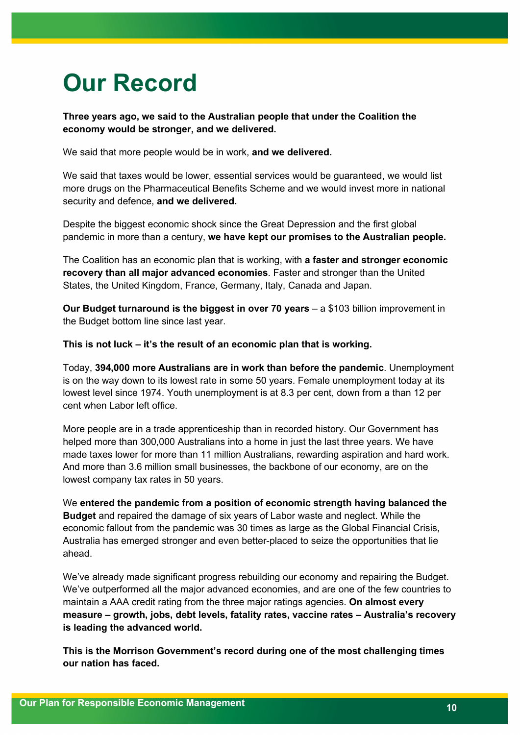# Our Record

**Three years ago, we said to the Australian people that under the Coalition the economy would be stronger, and we delivered.**

We said that more people would be in work, **and we delivered.**

We said that taxes would be lower, essential services would be guaranteed, we would list more drugs on the Pharmaceutical Benefits Scheme and we would invest more in national security and defence, **and we delivered.**

Despite the biggest economic shock since the Great Depression and the first global pandemic in more than a century, **we have kept our promises to the Australian people.**

The Coalition has an economic plan that is working, with **a faster and stronger economic recovery than all major advanced economies**. Faster and stronger than the United States, the United Kingdom, France, Germany, Italy, Canada and Japan.

**Our Budget turnaround is the biggest in over 70 years** – a $103 billion improvement in the Budget bottom line since last year.

**This is not luck – it's the result of an economic plan that is working.**

Today, **394,000 more Australians are in work than before the pandemic**. Unemployment is on the way down to its lowest rate in some 50 years. Female unemployment today at its lowest level since 1974. Youth unemployment is at 8.3 per cent, down from a than 12 per cent when Labor left office.

More people are in a trade apprenticeship than in recorded history. Our Government has helped more than 300,000 Australians into a home in just the last three years. We have made taxes lower for more than 11 million Australians, rewarding aspiration and hard work. And more than 3.6 million small businesses, the backbone of our economy, are on the lowest company tax rates in 50 years.

We **entered the pandemic from a position of economic strength having balanced the Budget** and repaired the damage of six years of Labor waste and neglect. While the economic fallout from the pandemic was 30 times as large as the Global Financial Crisis, Australia has emerged stronger and even better-placed to seize the opportunities that lie ahead.

We've already made significant progress rebuilding our economy and repairing the Budget. We've outperformed all the major advanced economies, and are one of the few countries to maintain a AAA credit rating from the three major ratings agencies. **On almost every measure – growth, jobs, debt levels, fatality rates, vaccine rates – Australia's recovery is leading the advanced world.**

**This is the Morrison Government's record during one of the most challenging times our nation has faced.**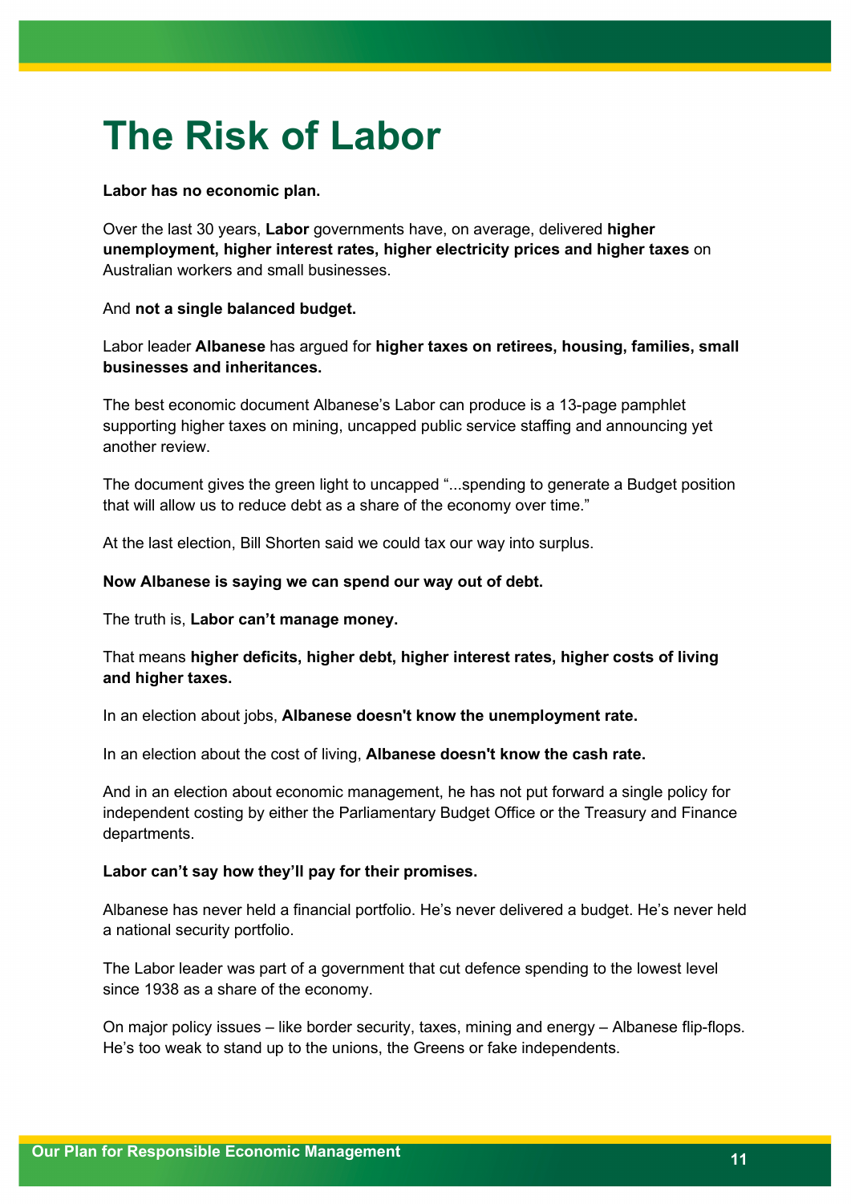# The Risk of Labor

**Labor has no economic plan.**

Over the last 30 years, **Labor** governments have, on average, delivered **higher unemployment, higher interest rates, higher electricity prices and higher taxes** on Australian workers and small businesses.

And **not a single balanced budget.**

Labor leader **Albanese** has argued for **higher taxes on retirees, housing, families, small businesses and inheritances.**

The best economic document Albanese's Labor can produce is a 13-page pamphlet supporting higher taxes on mining, uncapped public service staffing and announcing yet another review.

The document gives the green light to uncapped "...spending to generate a Budget position that will allow us to reduce debt as a share of the economy over time."

At the last election, Bill Shorten said we could tax our way into surplus.

**Now Albanese is saying we can spend our way out of debt.**

The truth is, **Labor can't manage money.**

That means **higher deficits, higher debt, higher interest rates, higher costs of living and higher taxes.**

In an election about jobs, **Albanese doesn't know the unemployment rate.**

In an election about the cost of living, **Albanese doesn't know the cash rate.**

And in an election about economic management, he has not put forward a single policy for independent costing by either the Parliamentary Budget Office or the Treasury and Finance departments.

**Labor can't say how they'll pay for their promises.**

Albanese has never held a financial portfolio. He's never delivered a budget. He's never held a national security portfolio.

The Labor leader was part of a government that cut defence spending to the lowest level since 1938 as a share of the economy.

On major policy issues – like border security, taxes, mining and energy – Albanese flip-flops. He's too weak to stand up to the unions, the Greens or fake independents.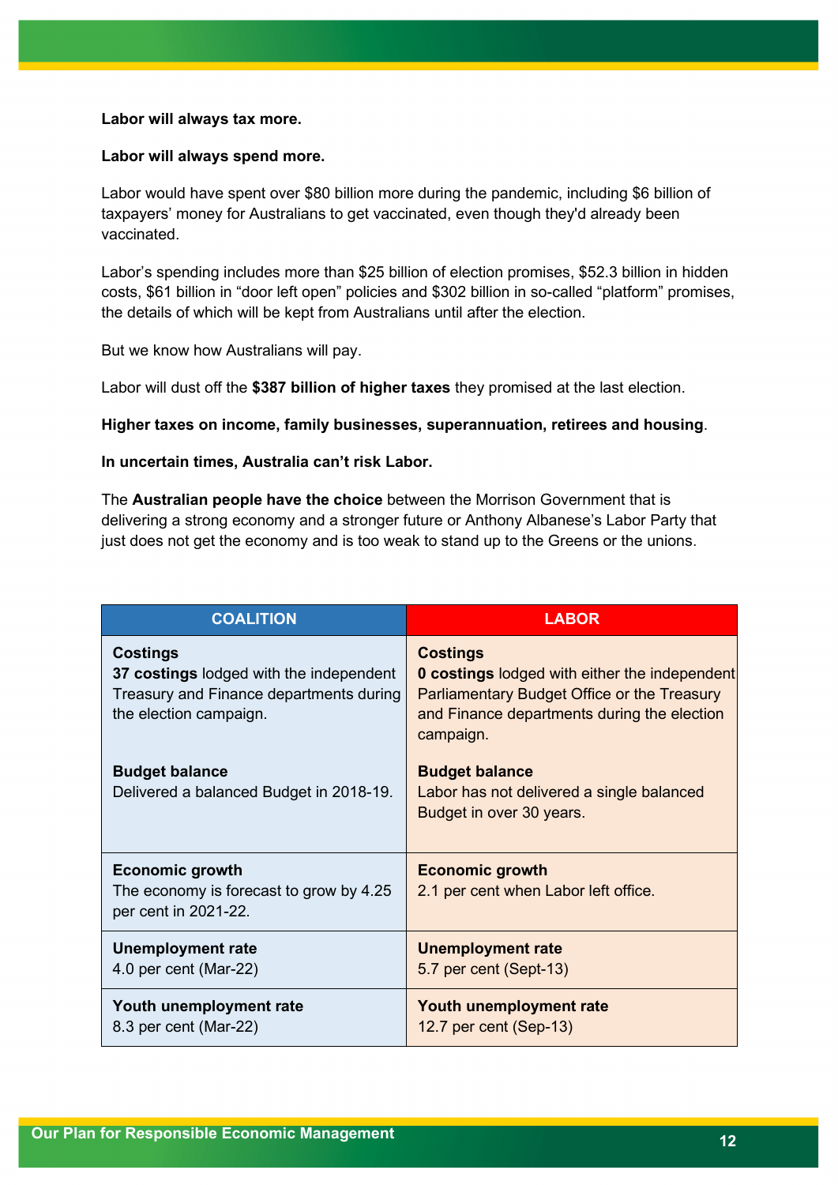**Labor will always tax more.**

**Labor will always spend more.**

Labor would have spent over $80 billion more during the pandemic, including $6 billion of taxpayers' money for Australians to get vaccinated, even though they'd already been vaccinated.

Labor's spending includes more than $25 billion of election promises, $52.3 billion in hidden costs, $61 billion in "door left open" policies and $302 billion in so-called "platform" promises, the details of which will be kept from Australians until after the election.

But we know how Australians will pay.

Labor will dust off the **$387 billion of higher taxes** they promised at the last election.

**Higher taxes on income, family businesses, superannuation, retirees and housing**.

**In uncertain times, Australia can't risk Labor.**

The **Australian people have the choice** between the Morrison Government that is delivering a strong economy and a stronger future or Anthony Albanese's Labor Party that just does not get the economy and is too weak to stand up to the Greens or the unions.

| COALITION | LABOR |
|---|---|
| **Costings**<br>**37 costings** lodged with the independent Treasury and Finance departments during the election campaign.<br><br>**Budget balance**<br>Delivered a balanced Budget in 2018-19. | **Costings**<br>**0 costings** lodged with either the independent Parliamentary Budget Office or the Treasury and Finance departments during the election campaign.<br><br>**Budget balance**<br>Labor has not delivered a single balanced Budget in over 30 years. |
| **Economic growth**<br>The economy is forecast to grow by 4.25 per cent in 2021-22. | **Economic growth**<br>2.1 per cent when Labor left office. |
| **Unemployment rate**<br>4.0 per cent (Mar-22) | **Unemployment rate**<br>5.7 per cent (Sept-13) |
| **Youth unemployment rate**<br>8.3 per cent (Mar-22) | **Youth unemployment rate**<br>12.7 per cent (Sep-13) |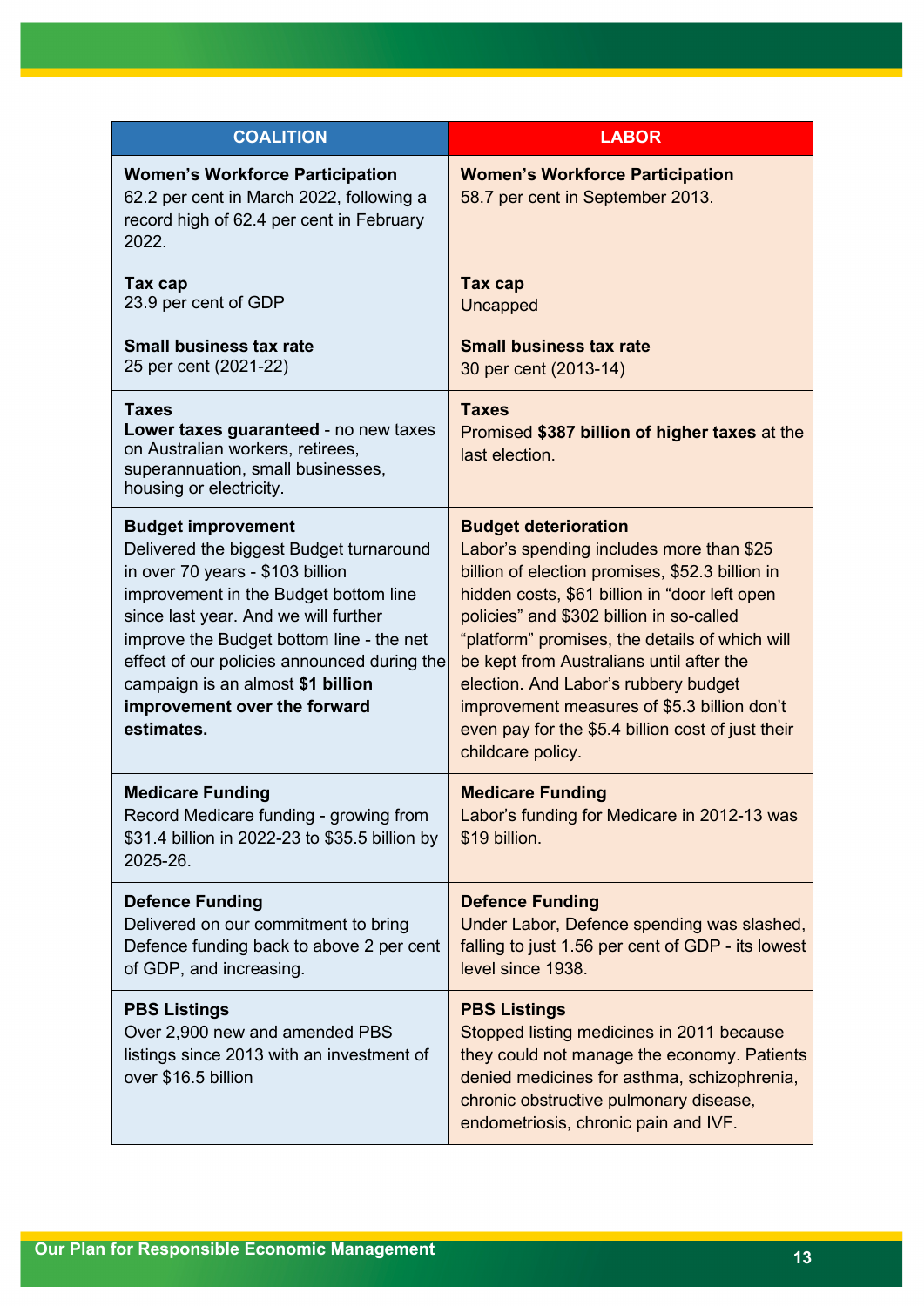| COALITION | LABOR |
|---|---|
| **Women's Workforce Participation** 62.2 per cent in March 2022, following a record high of 62.4 per cent in February 2022. <br><br> **Tax cap** 23.9 per cent of GDP | **Women's Workforce Participation** 58.7 per cent in September 2013. <br><br> **Tax cap** Uncapped |
| **Small business tax rate** 25 per cent (2021-22) | **Small business tax rate** 30 per cent (2013-14) |
| **Taxes** **Lower taxes guaranteed** - no new taxes on Australian workers, retirees, superannuation, small businesses, housing or electricity. | **Taxes** Promised **$387 billion of higher taxes** at the last election. |
| **Budget improvement** Delivered the biggest Budget turnaround in over 70 years - $103 billion improvement in the Budget bottom line since last year. And we will further improve the Budget bottom line - the net effect of our policies announced during the campaign is an almost **$1 billion improvement over the forward estimates.** | **Budget deterioration** Labor's spending includes more than $25 billion of election promises, $52.3 billion in hidden costs, $61 billion in "door left open policies" and $302 billion in so-called "platform" promises, the details of which will be kept from Australians until after the election. And Labor's rubbery budget improvement measures of $5.3 billion don't even pay for the $5.4 billion cost of just their childcare policy. |
| **Medicare Funding** Record Medicare funding - growing from $31.4 billion in 2022-23 to $35.5 billion by 2025-26. | **Medicare Funding** Labor's funding for Medicare in 2012-13 was $19 billion. |
| **Defence Funding** Delivered on our commitment to bring Defence funding back to above 2 per cent of GDP, and increasing. | **Defence Funding** Under Labor, Defence spending was slashed, falling to just 1.56 per cent of GDP - its lowest level since 1938. |
| **PBS Listings** Over 2,900 new and amended PBS listings since 2013 with an investment of over $16.5 billion | **PBS Listings** Stopped listing medicines in 2011 because they could not manage the economy. Patients denied medicines for asthma, schizophrenia, chronic obstructive pulmonary disease, endometriosis, chronic pain and IVF. |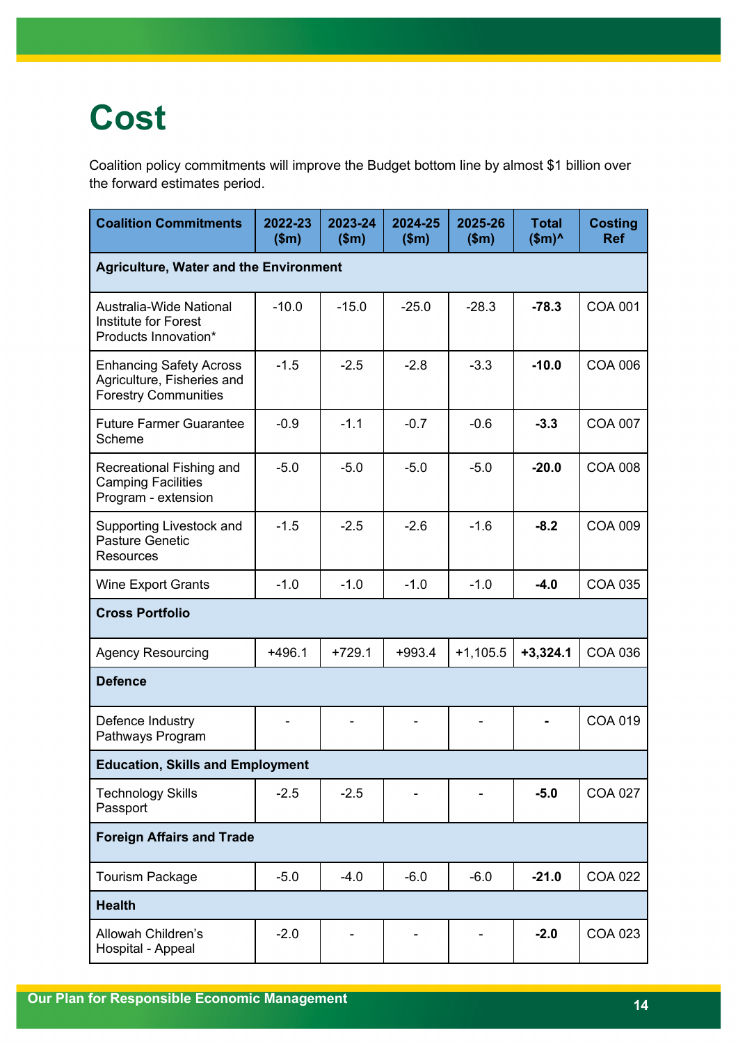# Cost

Coalition policy commitments will improve the Budget bottom line by almost $1 billion over the forward estimates period.

| Coalition Commitments | 2022-23 ($m) | 2023-24 ($m) | 2024-25 ($m) | 2025-26 ($m) | Total ($m)^ | Costing Ref |
|---|---|---|---|---|---|---|
| **Agriculture, Water and the Environment** | | | | | | |
| Australia-Wide National Institute for Forest Products Innovation* | -10.0 | -15.0 | -25.0 | -28.3 | **-78.3** | COA 001 |
| Enhancing Safety Across Agriculture, Fisheries and Forestry Communities | -1.5 | -2.5 | -2.8 | -3.3 | **-10.0** | COA 006 |
| Future Farmer Guarantee Scheme | -0.9 | -1.1 | -0.7 | -0.6 | **-3.3** | COA 007 |
| Recreational Fishing and Camping Facilities Program - extension | -5.0 | -5.0 | -5.0 | -5.0 | **-20.0** | COA 008 |
| Supporting Livestock and Pasture Genetic Resources | -1.5 | -2.5 | -2.6 | -1.6 | **-8.2** | COA 009 |
| Wine Export Grants | -1.0 | -1.0 | -1.0 | -1.0 | **-4.0** | COA 035 |
| **Cross Portfolio** | | | | | | |
| Agency Resourcing | +496.1 | +729.1 | +993.4 | +1,105.5 | **+3,324.1** | COA 036 |
| **Defence** | | | | | | |
| Defence Industry Pathways Program | - | - | - | - | **-** | COA 019 |
| **Education, Skills and Employment** | | | | | | |
| Technology Skills Passport | -2.5 | -2.5 | - | - | **-5.0** | COA 027 |
| **Foreign Affairs and Trade** | | | | | | |
| Tourism Package | -5.0 | -4.0 | -6.0 | -6.0 | **-21.0** | COA 022 |
| **Health** | | | | | | |
| Allowah Children's Hospital - Appeal | -2.0 | - | - | - | **-2.0** | COA 023 |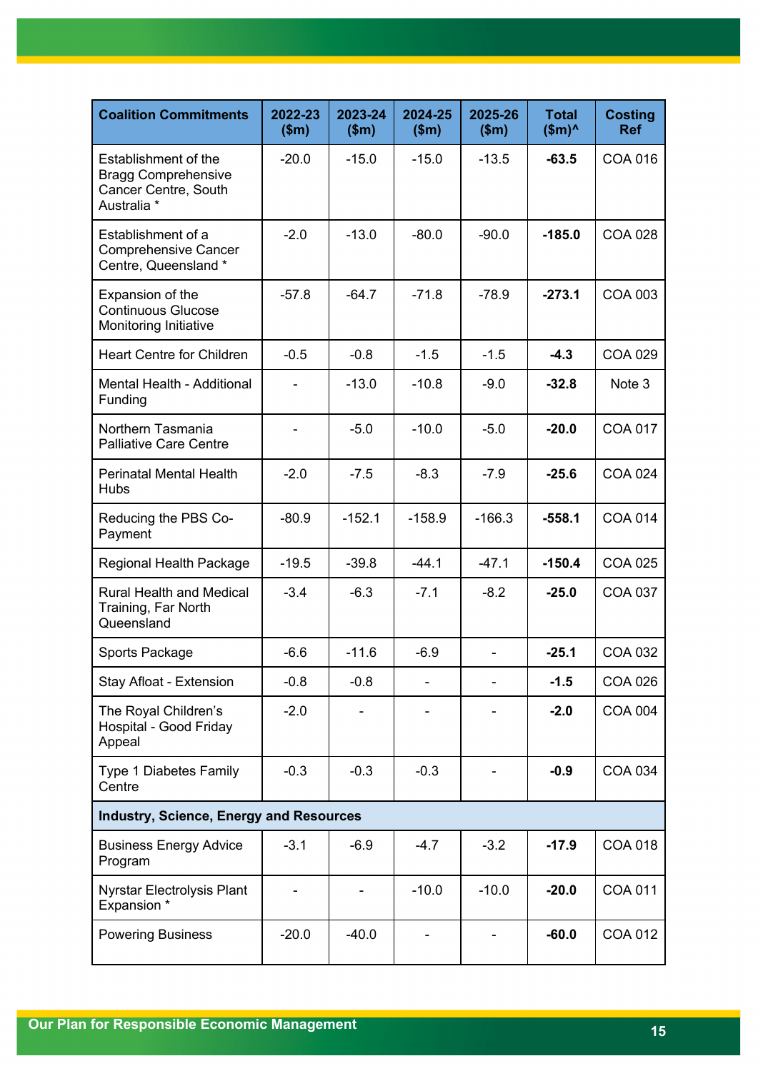| Coalition Commitments | 2022-23 ($m) | 2023-24 ($m) | 2024-25 ($m) | 2025-26 ($m) | Total ($m)^ | Costing Ref |
|---|---|---|---|---|---|---|
| Establishment of the Bragg Comprehensive Cancer Centre, South Australia * | -20.0 | -15.0 | -15.0 | -13.5 | **-63.5** | COA 016 |
| Establishment of a Comprehensive Cancer Centre, Queensland * | -2.0 | -13.0 | -80.0 | -90.0 | **-185.0** | COA 028 |
| Expansion of the Continuous Glucose Monitoring Initiative | -57.8 | -64.7 | -71.8 | -78.9 | **-273.1** | COA 003 |
| Heart Centre for Children | -0.5 | -0.8 | -1.5 | -1.5 | **-4.3** | COA 029 |
| Mental Health - Additional Funding | - | -13.0 | -10.8 | -9.0 | **-32.8** | Note 3 |
| Northern Tasmania Palliative Care Centre | - | -5.0 | -10.0 | -5.0 | **-20.0** | COA 017 |
| Perinatal Mental Health Hubs | -2.0 | -7.5 | -8.3 | -7.9 | **-25.6** | COA 024 |
| Reducing the PBS Co-Payment | -80.9 | -152.1 | -158.9 | -166.3 | **-558.1** | COA 014 |
| Regional Health Package | -19.5 | -39.8 | -44.1 | -47.1 | **-150.4** | COA 025 |
| Rural Health and Medical Training, Far North Queensland | -3.4 | -6.3 | -7.1 | -8.2 | **-25.0** | COA 037 |
| Sports Package | -6.6 | -11.6 | -6.9 | - | **-25.1** | COA 032 |
| Stay Afloat - Extension | -0.8 | -0.8 | - | - | **-1.5** | COA 026 |
| The Royal Children's Hospital - Good Friday Appeal | -2.0 | - | - | - | **-2.0** | COA 004 |
| Type 1 Diabetes Family Centre | -0.3 | -0.3 | -0.3 | - | **-0.9** | COA 034 |
| **Industry, Science, Energy and Resources** | | | | | | |
| Business Energy Advice Program | -3.1 | -6.9 | -4.7 | -3.2 | **-17.9** | COA 018 |
| Nyrstar Electrolysis Plant Expansion * | - | - | -10.0 | -10.0 | **-20.0** | COA 011 |
| Powering Business | -20.0 | -40.0 | - | - | **-60.0** | COA 012 |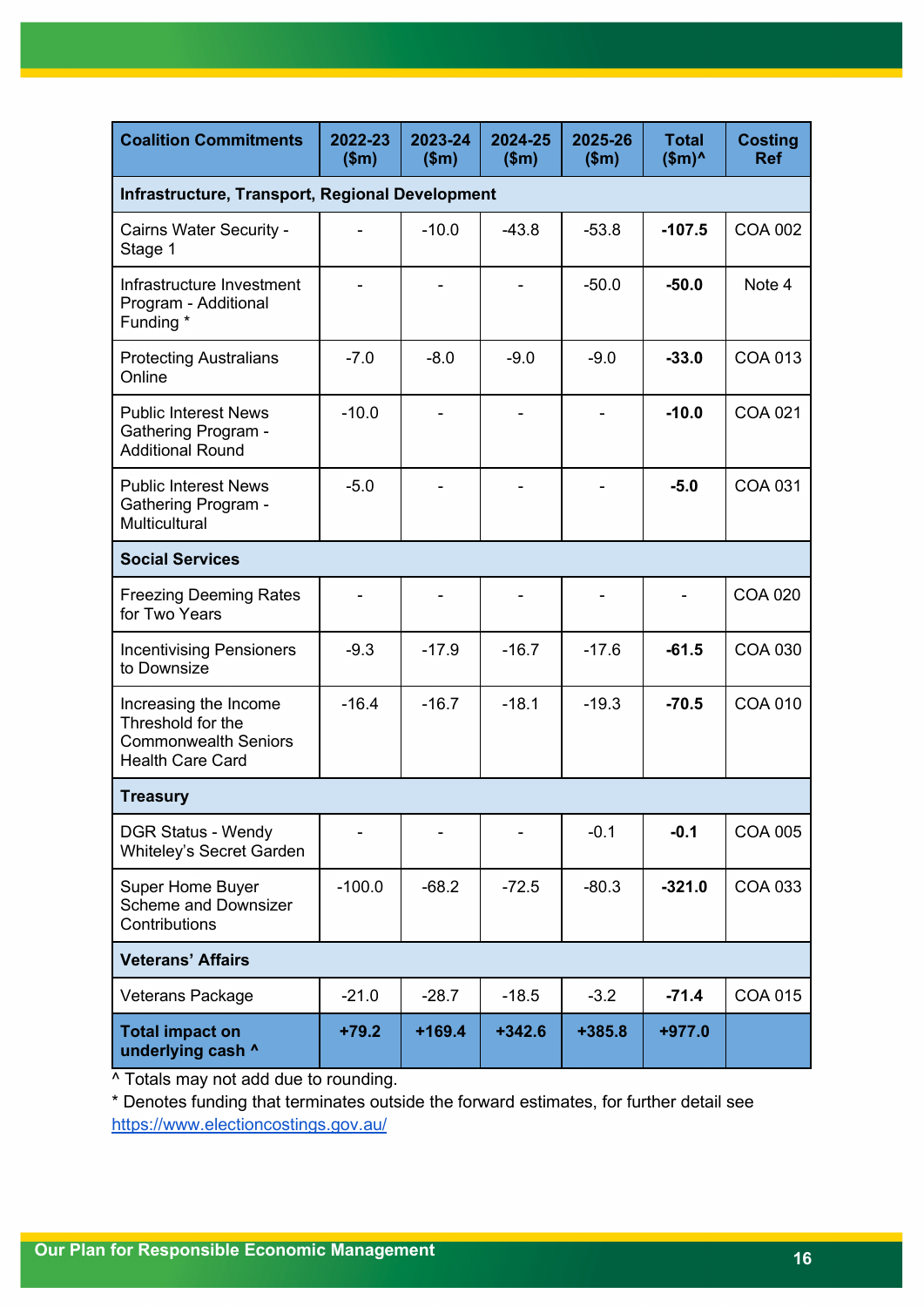| Coalition Commitments | 2022-23 ($m) | 2023-24 ($m) | 2024-25 ($m) | 2025-26 ($m) | Total ($m)^ | Costing Ref |
|---|---|---|---|---|---|---|
| **Infrastructure, Transport, Regional Development** | | | | | | |
| Cairns Water Security - Stage 1 | - | -10.0 | -43.8 | -53.8 | **-107.5** | COA 002 |
| Infrastructure Investment Program - Additional Funding * | - | - | - | -50.0 | **-50.0** | Note 4 |
| Protecting Australians Online | -7.0 | -8.0 | -9.0 | -9.0 | **-33.0** | COA 013 |
| Public Interest News Gathering Program - Additional Round | -10.0 | - | - | - | **-10.0** | COA 021 |
| Public Interest News Gathering Program - Multicultural | -5.0 | - | - | - | **-5.0** | COA 031 |
| **Social Services** | | | | | | |
| Freezing Deeming Rates for Two Years | - | - | - | - | - | COA 020 |
| Incentivising Pensioners to Downsize | -9.3 | -17.9 | -16.7 | -17.6 | **-61.5** | COA 030 |
| Increasing the Income Threshold for the Commonwealth Seniors Health Care Card | -16.4 | -16.7 | -18.1 | -19.3 | **-70.5** | COA 010 |
| **Treasury** | | | | | | |
| DGR Status - Wendy Whiteley's Secret Garden | - | - | - | -0.1 | **-0.1** | COA 005 |
| Super Home Buyer Scheme and Downsizer Contributions | -100.0 | -68.2 | -72.5 | -80.3 | **-321.0** | COA 033 |
| **Veterans' Affairs** | | | | | | |
| Veterans Package | -21.0 | -28.7 | -18.5 | -3.2 | **-71.4** | COA 015 |
| **Total impact on underlying cash ^** | **+79.2** | **+169.4** | **+342.6** | **+385.8** | **+977.0** | |

^ Totals may not add due to rounding.

* Denotes funding that terminates outside the forward estimates, for further detail see https://www.electioncostings.gov.au/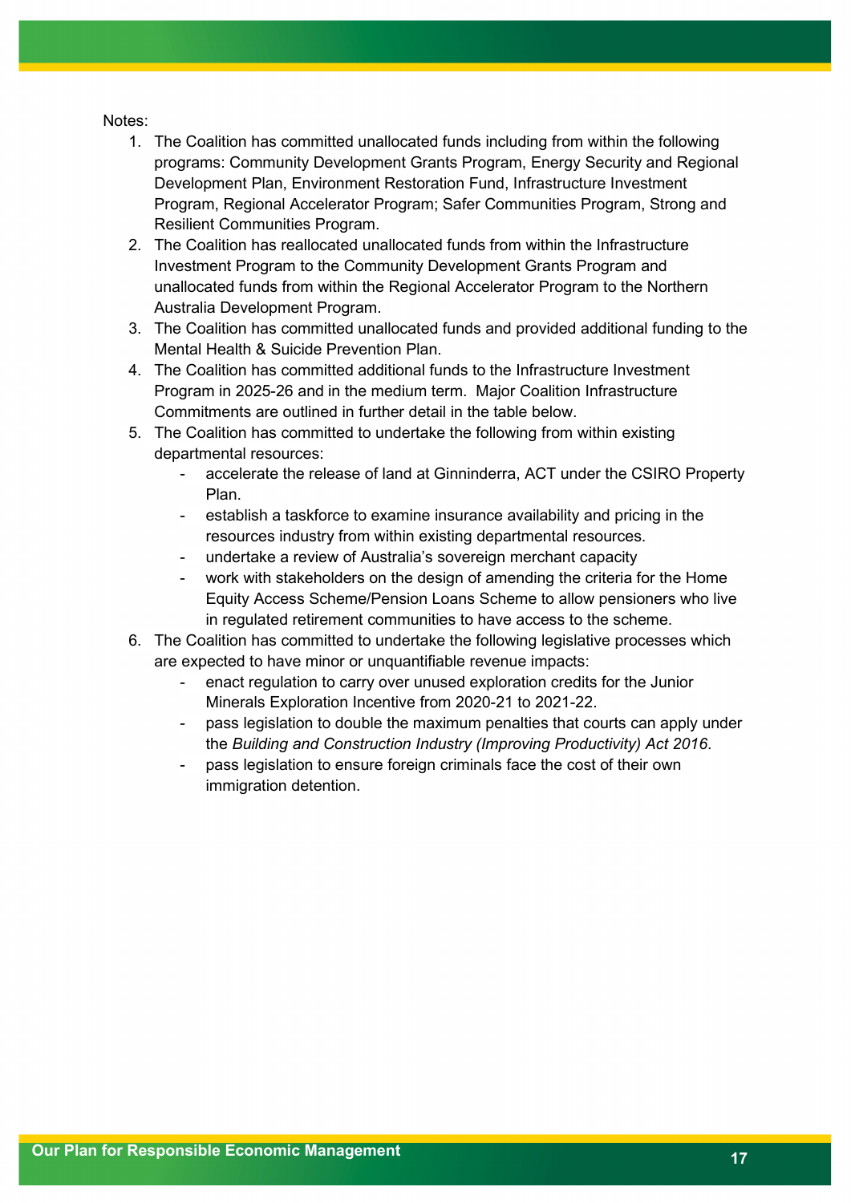Notes:

1. The Coalition has committed unallocated funds including from within the following programs: Community Development Grants Program, Energy Security and Regional Development Plan, Environment Restoration Fund, Infrastructure Investment Program, Regional Accelerator Program; Safer Communities Program, Strong and Resilient Communities Program.
2. The Coalition has reallocated unallocated funds from within the Infrastructure Investment Program to the Community Development Grants Program and unallocated funds from within the Regional Accelerator Program to the Northern Australia Development Program.
3. The Coalition has committed unallocated funds and provided additional funding to the Mental Health & Suicide Prevention Plan.
4. The Coalition has committed additional funds to the Infrastructure Investment Program in 2025-26 and in the medium term. Major Coalition Infrastructure Commitments are outlined in further detail in the table below.
5. The Coalition has committed to undertake the following from within existing departmental resources:
   - accelerate the release of land at Ginninderra, ACT under the CSIRO Property Plan.
   - establish a taskforce to examine insurance availability and pricing in the resources industry from within existing departmental resources.
   - undertake a review of Australia's sovereign merchant capacity
   - work with stakeholders on the design of amending the criteria for the Home Equity Access Scheme/Pension Loans Scheme to allow pensioners who live in regulated retirement communities to have access to the scheme.
6. The Coalition has committed to undertake the following legislative processes which are expected to have minor or unquantifiable revenue impacts:
   - enact regulation to carry over unused exploration credits for the Junior Minerals Exploration Incentive from 2020-21 to 2021-22.
   - pass legislation to double the maximum penalties that courts can apply under the *Building and Construction Industry (Improving Productivity) Act 2016*.
   - pass legislation to ensure foreign criminals face the cost of their own immigration detention.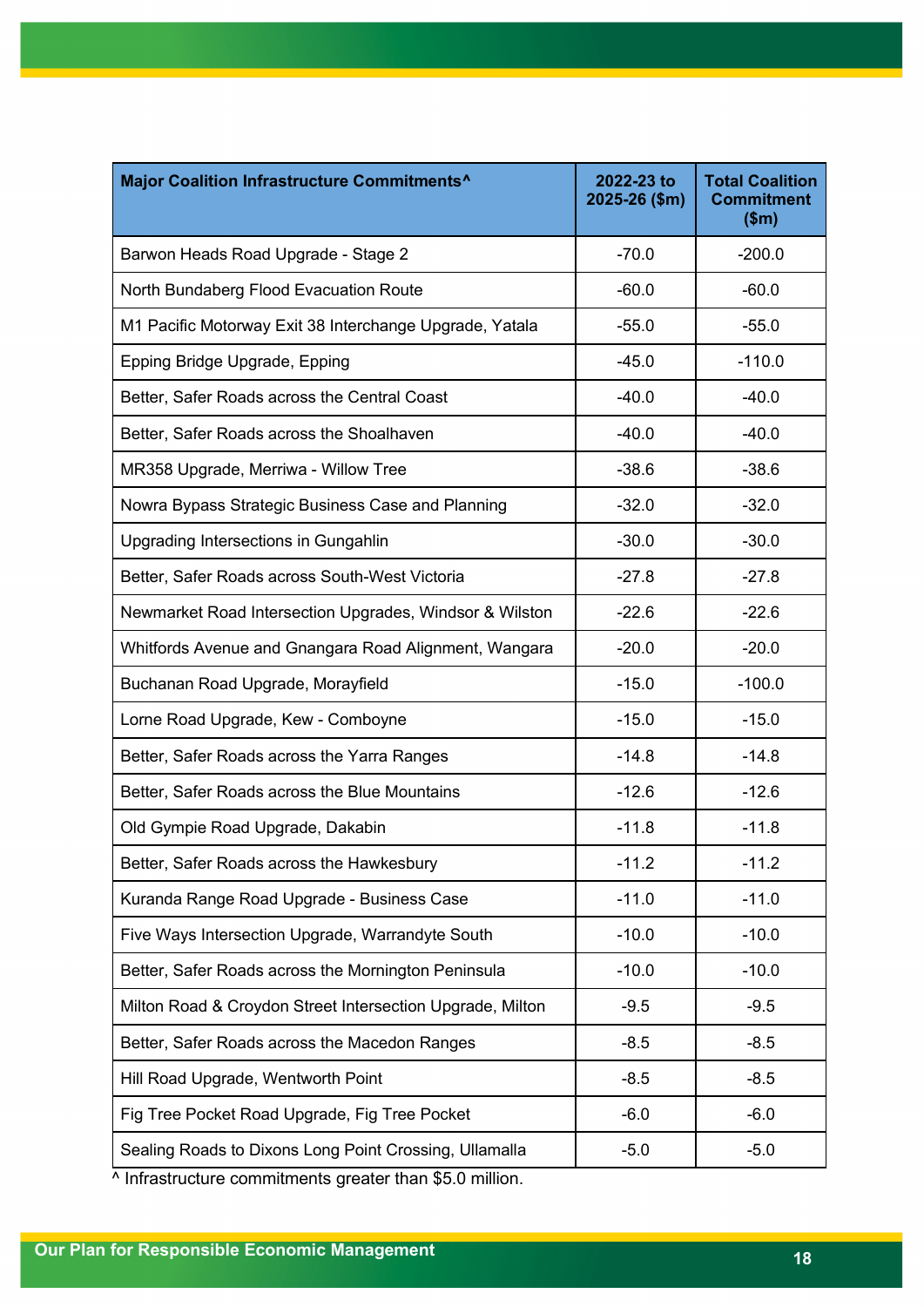| Major Coalition Infrastructure Commitments^ | 2022-23 to 2025-26 ($m) | Total Coalition Commitment ($m) |
|---|---|---|
| Barwon Heads Road Upgrade - Stage 2 | -70.0 | -200.0 |
| North Bundaberg Flood Evacuation Route | -60.0 | -60.0 |
| M1 Pacific Motorway Exit 38 Interchange Upgrade, Yatala | -55.0 | -55.0 |
| Epping Bridge Upgrade, Epping | -45.0 | -110.0 |
| Better, Safer Roads across the Central Coast | -40.0 | -40.0 |
| Better, Safer Roads across the Shoalhaven | -40.0 | -40.0 |
| MR358 Upgrade, Merriwa - Willow Tree | -38.6 | -38.6 |
| Nowra Bypass Strategic Business Case and Planning | -32.0 | -32.0 |
| Upgrading Intersections in Gungahlin | -30.0 | -30.0 |
| Better, Safer Roads across South-West Victoria | -27.8 | -27.8 |
| Newmarket Road Intersection Upgrades, Windsor & Wilston | -22.6 | -22.6 |
| Whitfords Avenue and Gnangara Road Alignment, Wangara | -20.0 | -20.0 |
| Buchanan Road Upgrade, Morayfield | -15.0 | -100.0 |
| Lorne Road Upgrade, Kew - Comboyne | -15.0 | -15.0 |
| Better, Safer Roads across the Yarra Ranges | -14.8 | -14.8 |
| Better, Safer Roads across the Blue Mountains | -12.6 | -12.6 |
| Old Gympie Road Upgrade, Dakabin | -11.8 | -11.8 |
| Better, Safer Roads across the Hawkesbury | -11.2 | -11.2 |
| Kuranda Range Road Upgrade - Business Case | -11.0 | -11.0 |
| Five Ways Intersection Upgrade, Warrandyte South | -10.0 | -10.0 |
| Better, Safer Roads across the Mornington Peninsula | -10.0 | -10.0 |
| Milton Road & Croydon Street Intersection Upgrade, Milton | -9.5 | -9.5 |
| Better, Safer Roads across the Macedon Ranges | -8.5 | -8.5 |
| Hill Road Upgrade, Wentworth Point | -8.5 | -8.5 |
| Fig Tree Pocket Road Upgrade, Fig Tree Pocket | -6.0 | -6.0 |
| Sealing Roads to Dixons Long Point Crossing, Ullamalla | -5.0 | -5.0 |

^ Infrastructure commitments greater than $5.0 million.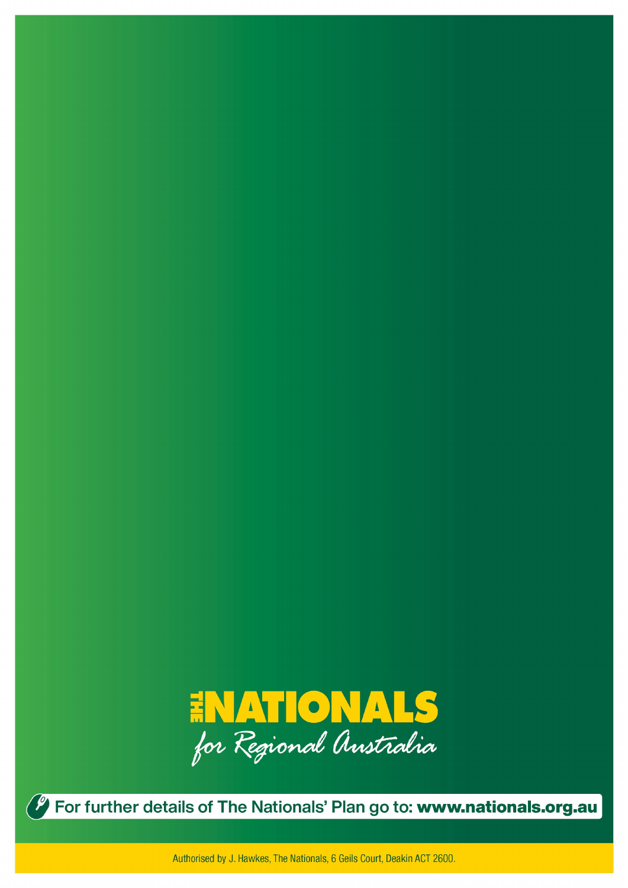THE NATIONALS

*for Regional Australia*

For further details of The Nationals' Plan go to: **www.nationals.org.au**

Authorised by J. Hawkes, The Nationals, 6 Geils Court, Deakin ACT 2600.